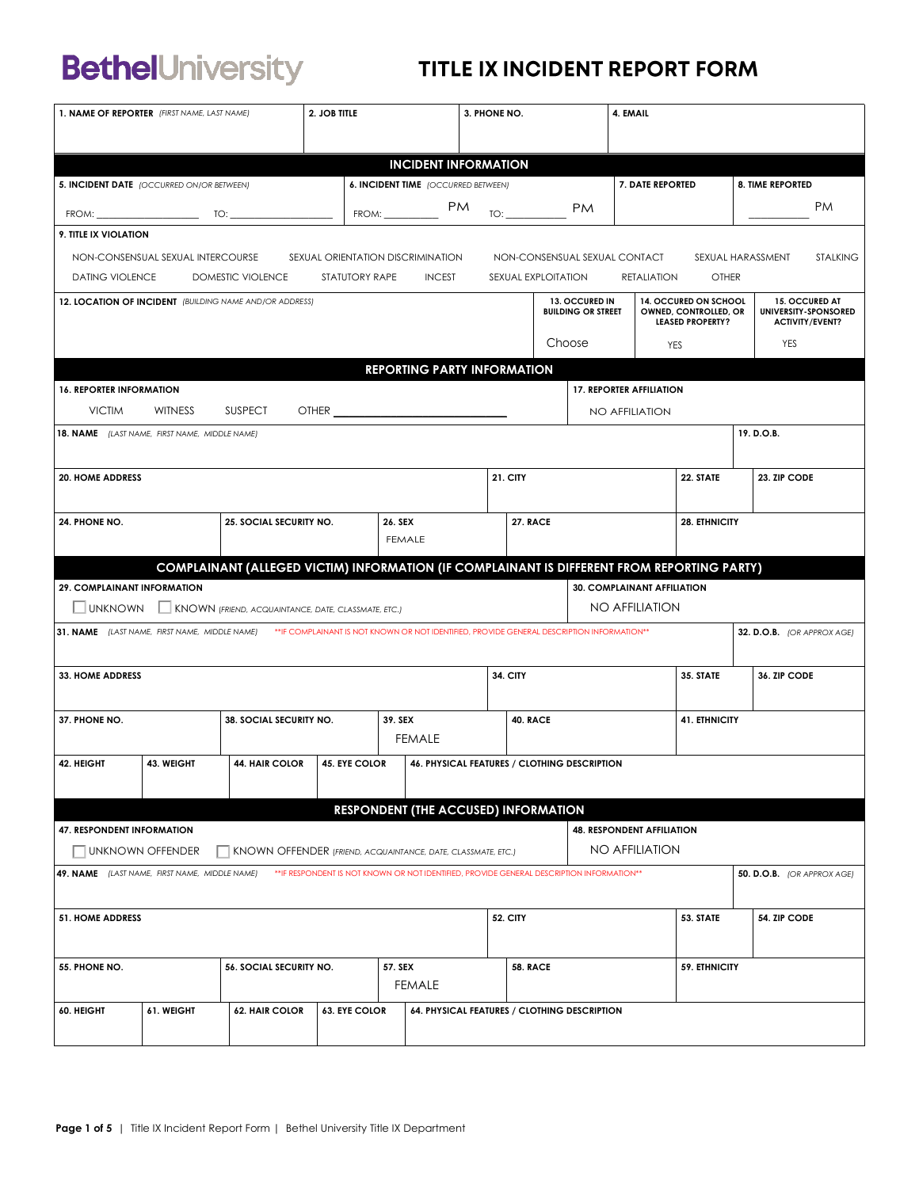# Bethel University

# TITLE IX INCIDENT REPORT FORM

| 1. NAME OF REPORTER *(FIRST NAME, LAST NAME)* | 2. JOB TITLE | 3. PHONE NO. | 4. EMAIL |
|---|---|---|---|
| | | | |

## INCIDENT INFORMATION

| 5. INCIDENT DATE *(OCCURRED ON/OR BETWEEN)* | 6. INCIDENT TIME *(OCCURRED BETWEEN)* | 7. DATE REPORTED | 8. TIME REPORTED |
|---|---|---|---|
| FROM: __________ TO: __________ | FROM: __________ PM TO: __________ PM | | __________ PM |

**9. TITLE IX VIOLATION**

NON-CONSENSUAL SEXUAL INTERCOURSE   SEXUAL ORIENTATION DISCRIMINATION   NON-CONSENSUAL SEXUAL CONTACT   SEXUAL HARASSMENT   STALKING
DATING VIOLENCE   DOMESTIC VIOLENCE   STATUTORY RAPE   INCEST   SEXUAL EXPLOITATION   RETALIATION   OTHER

| 12. LOCATION OF INCIDENT *(BUILDING NAME AND/OR ADDRESS)* | 13. OCCURED IN BUILDING OR STREET | 14. OCCURED ON SCHOOL OWNED, CONTROLLED, OR LEASED PROPERTY? | 15. OCCURRED AT UNIVERSITY-SPONSORED ACTIVITY/EVENT? |
|---|---|---|---|
| | Choose | YES | YES |

## REPORTING PARTY INFORMATION

| 16. REPORTER INFORMATION | 17. REPORTER AFFILIATION |
|---|---|
| VICTIM   WITNESS   SUSPECT   OTHER __________ | NO AFFILIATION |

| 18. NAME *(LAST NAME, FIRST NAME, MIDDLE NAME)* | 19. D.O.B. |
|---|---|
| | |

| 20. HOME ADDRESS | 21. CITY | 22. STATE | 23. ZIP CODE |
|---|---|---|---|
| | | | |

| 24. PHONE NO. | 25. SOCIAL SECURITY NO. | 26. SEX | 27. RACE | 28. ETHNICITY |
|---|---|---|---|---|
| | | FEMALE | | |

## COMPLAINANT (ALLEGED VICTIM) INFORMATION (IF COMPLAINANT IS DIFFERENT FROM REPORTING PARTY)

| 29. COMPLAINANT INFORMATION | 30. COMPLAINANT AFFILIATION |
|---|---|
| ☐ UNKNOWN ☐ KNOWN *(FRIEND, ACQUAINTANCE, DATE, CLASSMATE, ETC.)* | NO AFFILIATION |

| 31. NAME *(LAST NAME, FIRST NAME, MIDDLE NAME)* \*\*IF COMPLAINANT IS NOT KNOWN OR NOT IDENTIFIED, PROVIDE GENERAL DESCRIPTION INFORMATION\*\* | 32. D.O.B. *(OR APPROX AGE)* |
|---|---|
| | |

| 33. HOME ADDRESS | 34. CITY | 35. STATE | 36. ZIP CODE |
|---|---|---|---|
| | | | |

| 37. PHONE NO. | 38. SOCIAL SECURITY NO. | 39. SEX | 40. RACE | 41. ETHNICITY |
|---|---|---|---|---|
| | | FEMALE | | |

| 42. HEIGHT | 43. WEIGHT | 44. HAIR COLOR | 45. EYE COLOR | 46. PHYSICAL FEATURES / CLOTHING DESCRIPTION |
|---|---|---|---|---|
| | | | | |

## RESPONDENT (THE ACCUSED) INFORMATION

| 47. RESPONDENT INFORMATION | 48. RESPONDENT AFFILIATION |
|---|---|
| ☐ UNKNOWN OFFENDER ☐ KNOWN OFFENDER *(FRIEND, ACQUAINTANCE, DATE, CLASSMATE, ETC.)* | NO AFFILIATION |

| 49. NAME *(LAST NAME, FIRST NAME, MIDDLE NAME)* \*\*IF RESPONDENT IS NOT KNOWN OR NOT IDENTIFIED, PROVIDE GENERAL DESCRIPTION INFORMATION\*\* | 50. D.O.B. *(OR APPROX AGE)* |
|---|---|
| | |

| 51. HOME ADDRESS | 52. CITY | 53. STATE | 54. ZIP CODE |
|---|---|---|---|
| | | | |

| 55. PHONE NO. | 56. SOCIAL SECURITY NO. | 57. SEX | 58. RACE | 59. ETHNICITY |
|---|---|---|---|---|
| | | FEMALE | | |

| 60. HEIGHT | 61. WEIGHT | 62. HAIR COLOR | 63. EYE COLOR | 64. PHYSICAL FEATURES / CLOTHING DESCRIPTION |
|---|---|---|---|---|
| | | | | |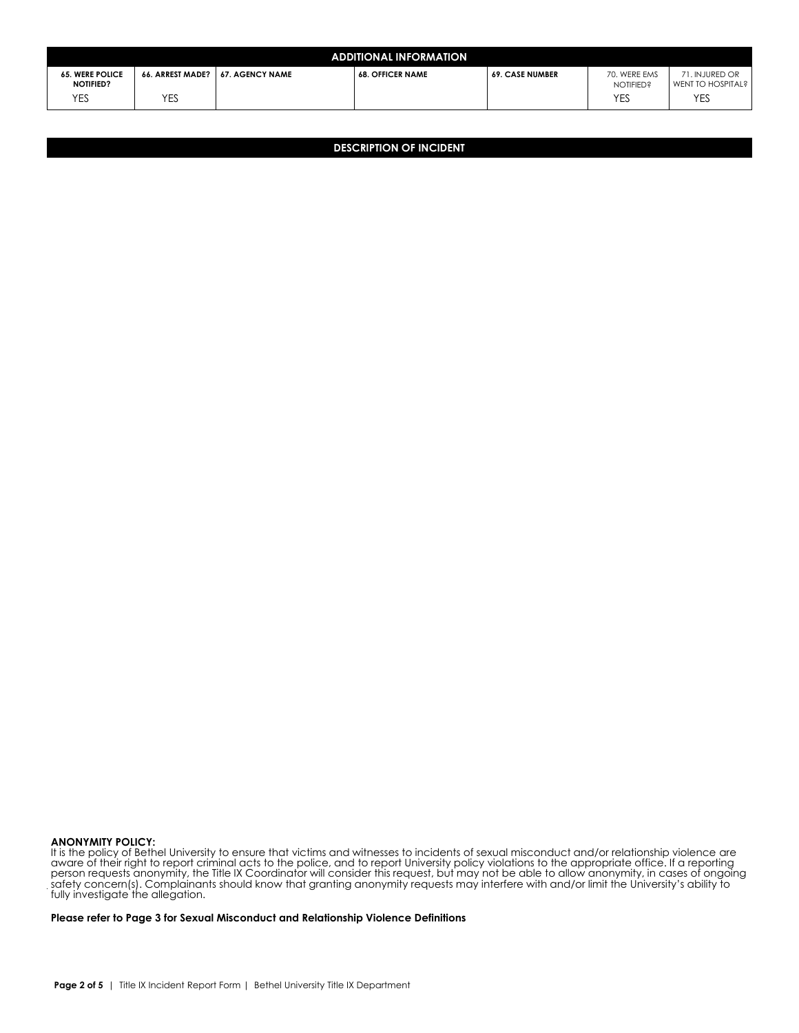## ADDITIONAL INFORMATION

| 65. WERE POLICE NOTIFIED? | 66. ARREST MADE? | 67. AGENCY NAME | 68. OFFICER NAME | 69. CASE NUMBER | 70. WERE EMS NOTIFIED? | 71. INJURED OR WENT TO HOSPITAL? |
|---|---|---|---|---|---|---|
| YES | YES | | | | YES | YES |

## DESCRIPTION OF INCIDENT

**ANONYMITY POLICY:**
It is the policy of Bethel University to ensure that victims and witnesses to incidents of sexual misconduct and/or relationship violence are aware of their right to report criminal acts to the police, and to report University policy violations to the appropriate office. If a reporting person requests anonymity, the Title IX Coordinator will consider this request, but may not be able to allow anonymity, in cases of ongoing safety concern(s). Complainants should know that granting anonymity requests may interfere with and/or limit the University's ability to fully investigate the allegation.

**Please refer to Page 3 for Sexual Misconduct and Relationship Violence Definitions**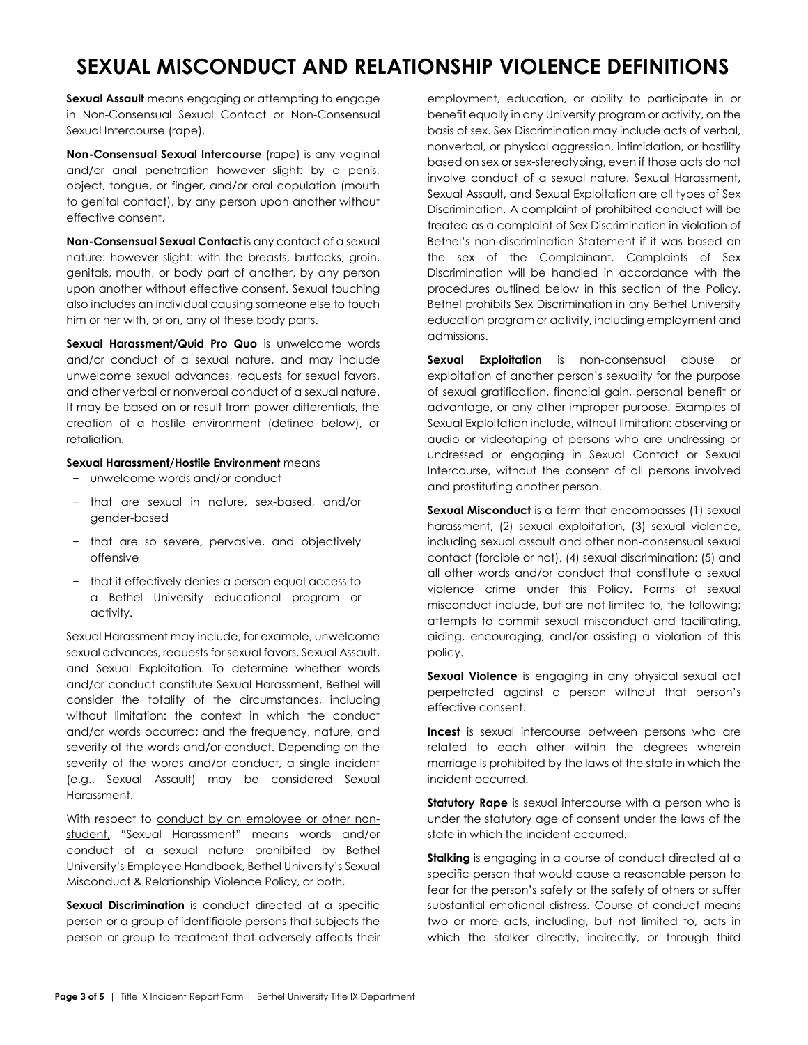# SEXUAL MISCONDUCT AND RELATIONSHIP VIOLENCE DEFINITIONS

**Sexual Assault** means engaging or attempting to engage in Non-Consensual Sexual Contact or Non-Consensual Sexual Intercourse (rape).

**Non-Consensual Sexual Intercourse** (rape) is any vaginal and/or anal penetration however slight: by a penis, object, tongue, or finger, and/or oral copulation (mouth to genital contact), by any person upon another without effective consent.

**Non-Consensual Sexual Contact** is any contact of a sexual nature: however slight: with the breasts, buttocks, groin, genitals, mouth, or body part of another, by any person upon another without effective consent. Sexual touching also includes an individual causing someone else to touch him or her with, or on, any of these body parts.

**Sexual Harassment/Quid Pro Quo** is unwelcome words and/or conduct of a sexual nature, and may include unwelcome sexual advances, requests for sexual favors, and other verbal or nonverbal conduct of a sexual nature. It may be based on or result from power differentials, the creation of a hostile environment (defined below), or retaliation.

**Sexual Harassment/Hostile Environment** means

- unwelcome words and/or conduct
- that are sexual in nature, sex-based, and/or gender-based
- that are so severe, pervasive, and objectively offensive
- that it effectively denies a person equal access to a Bethel University educational program or activity.

Sexual Harassment may include, for example, unwelcome sexual advances, requests for sexual favors, Sexual Assault, and Sexual Exploitation. To determine whether words and/or conduct constitute Sexual Harassment, Bethel will consider the totality of the circumstances, including without limitation: the context in which the conduct and/or words occurred; and the frequency, nature, and severity of the words and/or conduct. Depending on the severity of the words and/or conduct, a single incident (e.g., Sexual Assault) may be considered Sexual Harassment.

With respect to <u>conduct by an employee or other non-student,</u> "Sexual Harassment" means words and/or conduct of a sexual nature prohibited by Bethel University's Employee Handbook, Bethel University's Sexual Misconduct & Relationship Violence Policy, or both.

**Sexual Discrimination** is conduct directed at a specific person or a group of identifiable persons that subjects the person or group to treatment that adversely affects their employment, education, or ability to participate in or benefit equally in any University program or activity, on the basis of sex. Sex Discrimination may include acts of verbal, nonverbal, or physical aggression, intimidation, or hostility based on sex or sex-stereotyping, even if those acts do not involve conduct of a sexual nature. Sexual Harassment, Sexual Assault, and Sexual Exploitation are all types of Sex Discrimination. A complaint of prohibited conduct will be treated as a complaint of Sex Discrimination in violation of Bethel's non-discrimination Statement if it was based on the sex of the Complainant. Complaints of Sex Discrimination will be handled in accordance with the procedures outlined below in this section of the Policy. Bethel prohibits Sex Discrimination in any Bethel University education program or activity, including employment and admissions.

**Sexual Exploitation** is non-consensual abuse or exploitation of another person's sexuality for the purpose of sexual gratification, financial gain, personal benefit or advantage, or any other improper purpose. Examples of Sexual Exploitation include, without limitation: observing or audio or videotaping of persons who are undressing or undressed or engaging in Sexual Contact or Sexual Intercourse, without the consent of all persons involved and prostituting another person.

**Sexual Misconduct** is a term that encompasses (1) sexual harassment, (2) sexual exploitation, (3) sexual violence, including sexual assault and other non-consensual sexual contact (forcible or not), (4) sexual discrimination; (5) and all other words and/or conduct that constitute a sexual violence crime under this Policy. Forms of sexual misconduct include, but are not limited to, the following: attempts to commit sexual misconduct and facilitating, aiding, encouraging, and/or assisting a violation of this policy.

**Sexual Violence** is engaging in any physical sexual act perpetrated against a person without that person's effective consent.

**Incest** is sexual intercourse between persons who are related to each other within the degrees wherein marriage is prohibited by the laws of the state in which the incident occurred.

**Statutory Rape** is sexual intercourse with a person who is under the statutory age of consent under the laws of the state in which the incident occurred.

**Stalking** is engaging in a course of conduct directed at a specific person that would cause a reasonable person to fear for the person's safety or the safety of others or suffer substantial emotional distress. Course of conduct means two or more acts, including, but not limited to, acts in which the stalker directly, indirectly, or through third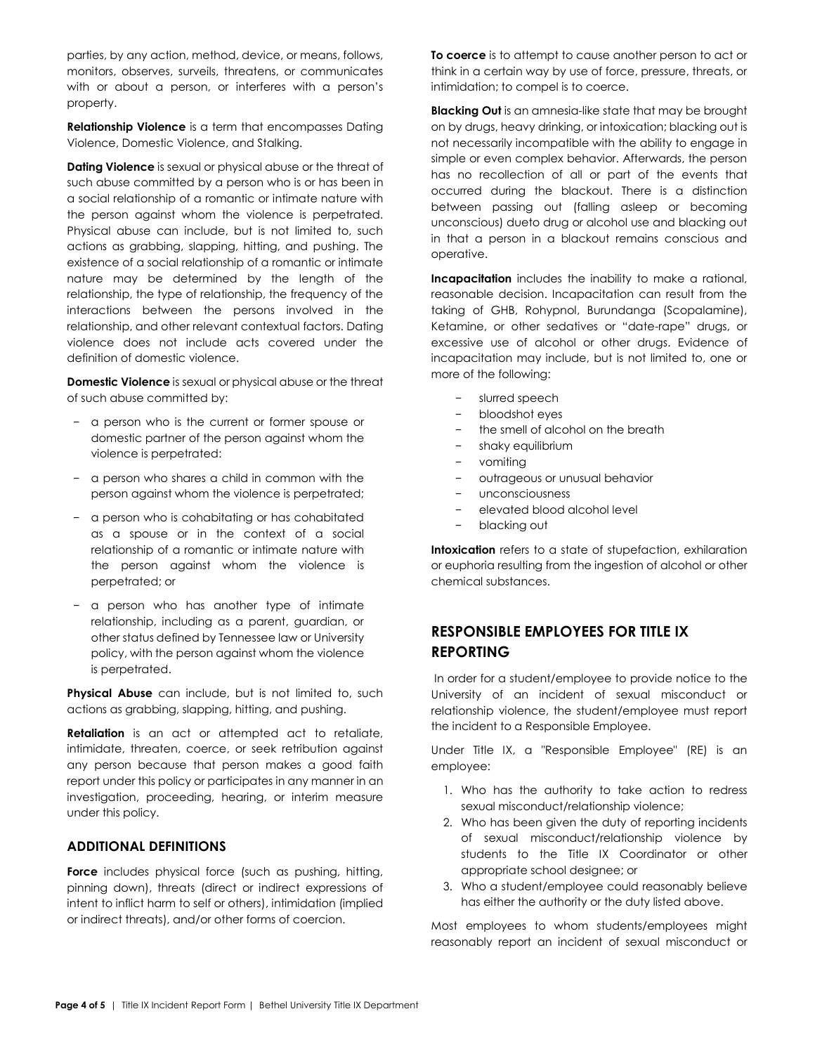parties, by any action, method, device, or means, follows, monitors, observes, surveils, threatens, or communicates with or about a person, or interferes with a person's property.

**Relationship Violence** is a term that encompasses Dating Violence, Domestic Violence, and Stalking.

**Dating Violence** is sexual or physical abuse or the threat of such abuse committed by a person who is or has been in a social relationship of a romantic or intimate nature with the person against whom the violence is perpetrated. Physical abuse can include, but is not limited to, such actions as grabbing, slapping, hitting, and pushing. The existence of a social relationship of a romantic or intimate nature may be determined by the length of the relationship, the type of relationship, the frequency of the interactions between the persons involved in the relationship, and other relevant contextual factors. Dating violence does not include acts covered under the definition of domestic violence.

**Domestic Violence** is sexual or physical abuse or the threat of such abuse committed by:

- a person who is the current or former spouse or domestic partner of the person against whom the violence is perpetrated:
- a person who shares a child in common with the person against whom the violence is perpetrated;
- a person who is cohabitating or has cohabitated as a spouse or in the context of a social relationship of a romantic or intimate nature with the person against whom the violence is perpetrated; or
- a person who has another type of intimate relationship, including as a parent, guardian, or other status defined by Tennessee law or University policy, with the person against whom the violence is perpetrated.

**Physical Abuse** can include, but is not limited to, such actions as grabbing, slapping, hitting, and pushing.

**Retaliation** is an act or attempted act to retaliate, intimidate, threaten, coerce, or seek retribution against any person because that person makes a good faith report under this policy or participates in any manner in an investigation, proceeding, hearing, or interim measure under this policy.

### ADDITIONAL DEFINITIONS

**Force** includes physical force (such as pushing, hitting, pinning down), threats (direct or indirect expressions of intent to inflict harm to self or others), intimidation (implied or indirect threats), and/or other forms of coercion.

**To coerce** is to attempt to cause another person to act or think in a certain way by use of force, pressure, threats, or intimidation; to compel is to coerce.

**Blacking Out** is an amnesia-like state that may be brought on by drugs, heavy drinking, or intoxication; blacking out is not necessarily incompatible with the ability to engage in simple or even complex behavior. Afterwards, the person has no recollection of all or part of the events that occurred during the blackout. There is a distinction between passing out (falling asleep or becoming unconscious) dueto drug or alcohol use and blacking out in that a person in a blackout remains conscious and operative.

**Incapacitation** includes the inability to make a rational, reasonable decision. Incapacitation can result from the taking of GHB, Rohypnol, Burundanga (Scopalamine), Ketamine, or other sedatives or "date-rape" drugs, or excessive use of alcohol or other drugs. Evidence of incapacitation may include, but is not limited to, one or more of the following:

- slurred speech
- bloodshot eyes
- the smell of alcohol on the breath
- shaky equilibrium
- vomiting
- outrageous or unusual behavior
- unconsciousness
- elevated blood alcohol level
- blacking out

**Intoxication** refers to a state of stupefaction, exhilaration or euphoria resulting from the ingestion of alcohol or other chemical substances.

## RESPONSIBLE EMPLOYEES FOR TITLE IX REPORTING

In order for a student/employee to provide notice to the University of an incident of sexual misconduct or relationship violence, the student/employee must report the incident to a Responsible Employee.

Under Title IX, a "Responsible Employee" (RE) is an employee:

1. Who has the authority to take action to redress sexual misconduct/relationship violence;
2. Who has been given the duty of reporting incidents of sexual misconduct/relationship violence by students to the Title IX Coordinator or other appropriate school designee; or
3. Who a student/employee could reasonably believe has either the authority or the duty listed above.

Most employees to whom students/employees might reasonably report an incident of sexual misconduct or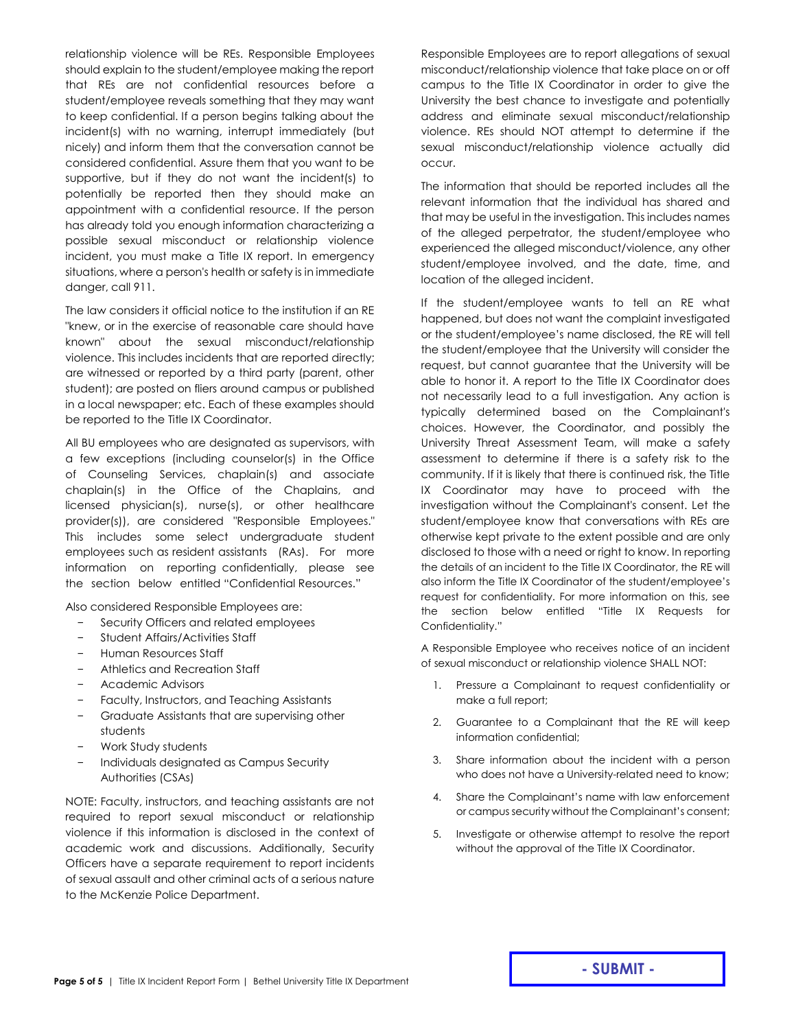relationship violence will be REs. Responsible Employees should explain to the student/employee making the report that REs are not confidential resources before a student/employee reveals something that they may want to keep confidential. If a person begins talking about the incident(s) with no warning, interrupt immediately (but nicely) and inform them that the conversation cannot be considered confidential. Assure them that you want to be supportive, but if they do not want the incident(s) to potentially be reported then they should make an appointment with a confidential resource. If the person has already told you enough information characterizing a possible sexual misconduct or relationship violence incident, you must make a Title IX report. In emergency situations, where a person's health or safety is in immediate danger, call 911.

The law considers it official notice to the institution if an RE "knew, or in the exercise of reasonable care should have known" about the sexual misconduct/relationship violence. This includes incidents that are reported directly; are witnessed or reported by a third party (parent, other student); are posted on fliers around campus or published in a local newspaper; etc. Each of these examples should be reported to the Title IX Coordinator.

All BU employees who are designated as supervisors, with a few exceptions (including counselor(s) in the Office of Counseling Services, chaplain(s) and associate chaplain(s) in the Office of the Chaplains, and licensed physician(s), nurse(s), or other healthcare provider(s)), are considered "Responsible Employees." This includes some select undergraduate student employees such as resident assistants (RAs). For more information on reporting confidentially, please see the section below entitled "Confidential Resources."

Also considered Responsible Employees are:

- Security Officers and related employees
- Student Affairs/Activities Staff
- Human Resources Staff
- Athletics and Recreation Staff
- Academic Advisors
- Faculty, Instructors, and Teaching Assistants
- Graduate Assistants that are supervising other students
- Work Study students
- Individuals designated as Campus Security Authorities (CSAs)

NOTE: Faculty, instructors, and teaching assistants are not required to report sexual misconduct or relationship violence if this information is disclosed in the context of academic work and discussions. Additionally, Security Officers have a separate requirement to report incidents of sexual assault and other criminal acts of a serious nature to the McKenzie Police Department.

Responsible Employees are to report allegations of sexual misconduct/relationship violence that take place on or off campus to the Title IX Coordinator in order to give the University the best chance to investigate and potentially address and eliminate sexual misconduct/relationship violence. REs should NOT attempt to determine if the sexual misconduct/relationship violence actually did occur.

The information that should be reported includes all the relevant information that the individual has shared and that may be useful in the investigation. This includes names of the alleged perpetrator, the student/employee who experienced the alleged misconduct/violence, any other student/employee involved, and the date, time, and location of the alleged incident.

If the student/employee wants to tell an RE what happened, but does not want the complaint investigated or the student/employee's name disclosed, the RE will tell the student/employee that the University will consider the request, but cannot guarantee that the University will be able to honor it. A report to the Title IX Coordinator does not necessarily lead to a full investigation. Any action is typically determined based on the Complainant's choices. However, the Coordinator, and possibly the University Threat Assessment Team, will make a safety assessment to determine if there is a safety risk to the community. If it is likely that there is continued risk, the Title IX Coordinator may have to proceed with the investigation without the Complainant's consent. Let the student/employee know that conversations with REs are otherwise kept private to the extent possible and are only disclosed to those with a need or right to know. In reporting the details of an incident to the Title IX Coordinator, the RE will also inform the Title IX Coordinator of the student/employee's request for confidentiality. For more information on this, see the section below entitled "Title IX Requests for Confidentiality."

A Responsible Employee who receives notice of an incident of sexual misconduct or relationship violence SHALL NOT:

1. Pressure a Complainant to request confidentiality or make a full report;
2. Guarantee to a Complainant that the RE will keep information confidential;
3. Share information about the incident with a person who does not have a University-related need to know;
4. Share the Complainant's name with law enforcement or campus security without the Complainant's consent;
5. Investigate or otherwise attempt to resolve the report without the approval of the Title IX Coordinator.

**- SUBMIT -**